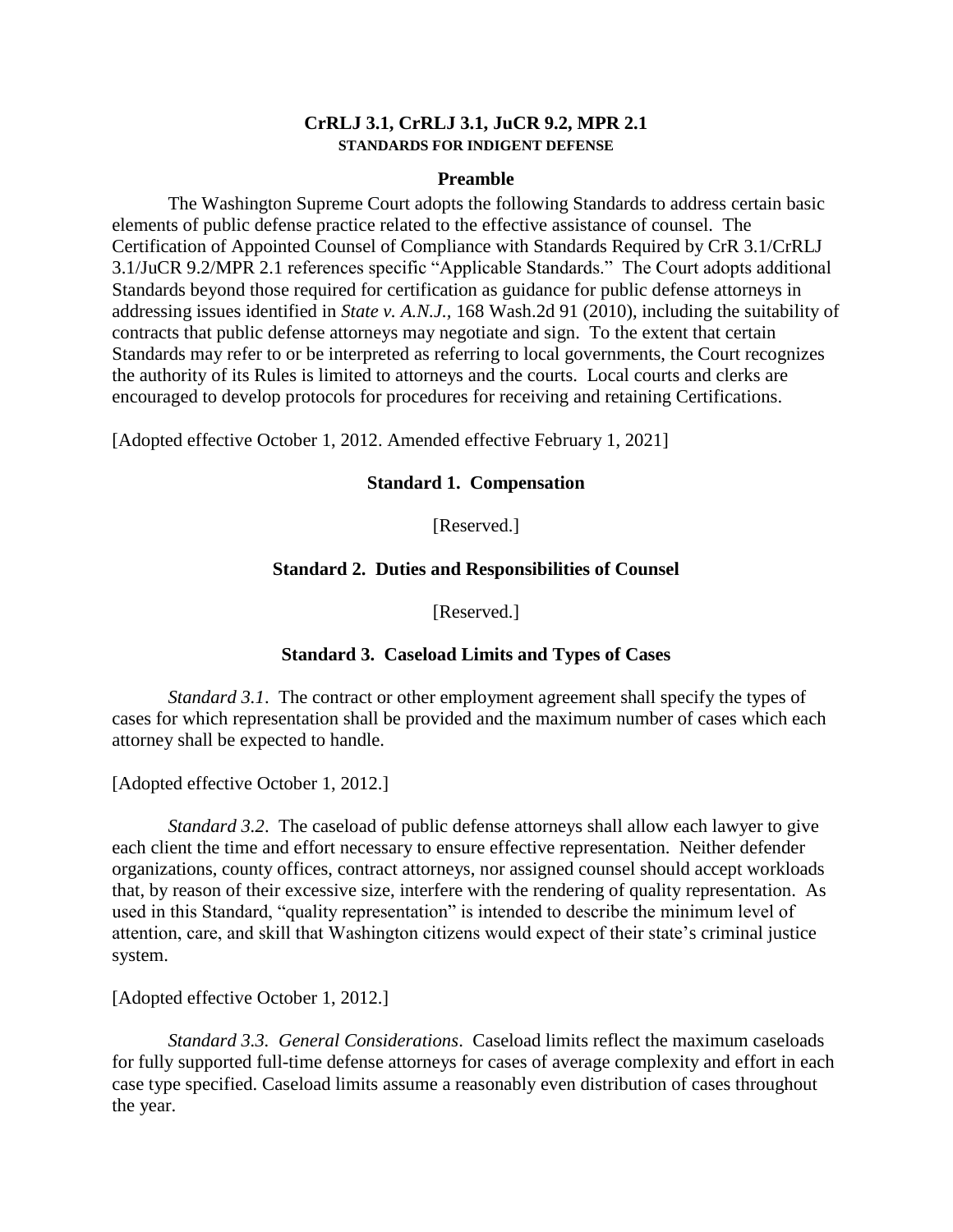# CrRLJ 3.1, CrRLJ 3.1, JuCR 9.2, MPR 2.1

## STANDARDS FOR INDIGENT DEFENSE

### Preamble

The Washington Supreme Court adopts the following Standards to address certain basic elements of public defense practice related to the effective assistance of counsel. The Certification of Appointed Counsel of Compliance with Standards Required by CrR 3.1/CrRLJ 3.1/JuCR 9.2/MPR 2.1 references specific "Applicable Standards." The Court adopts additional Standards beyond those required for certification as guidance for public defense attorneys in addressing issues identified in *State v. A.N.J.*, 168 Wash.2d 91 (2010), including the suitability of contracts that public defense attorneys may negotiate and sign. To the extent that certain Standards may refer to or be interpreted as referring to local governments, the Court recognizes the authority of its Rules is limited to attorneys and the courts. Local courts and clerks are encouraged to develop protocols for procedures for receiving and retaining Certifications.

[Adopted effective October 1, 2012. Amended effective February 1, 2021]

### Standard 1. Compensation

[Reserved.]

### Standard 2. Duties and Responsibilities of Counsel

[Reserved.]

### Standard 3. Caseload Limits and Types of Cases

*Standard 3.1*. The contract or other employment agreement shall specify the types of cases for which representation shall be provided and the maximum number of cases which each attorney shall be expected to handle.

[Adopted effective October 1, 2012.]

*Standard 3.2*. The caseload of public defense attorneys shall allow each lawyer to give each client the time and effort necessary to ensure effective representation. Neither defender organizations, county offices, contract attorneys, nor assigned counsel should accept workloads that, by reason of their excessive size, interfere with the rendering of quality representation. As used in this Standard, "quality representation" is intended to describe the minimum level of attention, care, and skill that Washington citizens would expect of their state's criminal justice system.

[Adopted effective October 1, 2012.]

*Standard 3.3. General Considerations*. Caseload limits reflect the maximum caseloads for fully supported full-time defense attorneys for cases of average complexity and effort in each case type specified. Caseload limits assume a reasonably even distribution of cases throughout the year.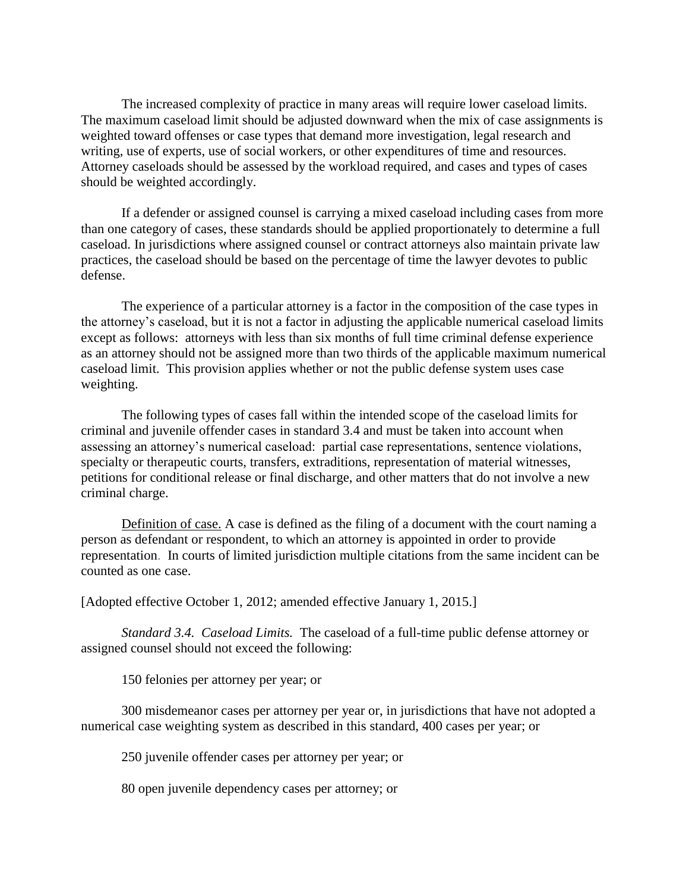The increased complexity of practice in many areas will require lower caseload limits. The maximum caseload limit should be adjusted downward when the mix of case assignments is weighted toward offenses or case types that demand more investigation, legal research and writing, use of experts, use of social workers, or other expenditures of time and resources. Attorney caseloads should be assessed by the workload required, and cases and types of cases should be weighted accordingly.

If a defender or assigned counsel is carrying a mixed caseload including cases from more than one category of cases, these standards should be applied proportionately to determine a full caseload. In jurisdictions where assigned counsel or contract attorneys also maintain private law practices, the caseload should be based on the percentage of time the lawyer devotes to public defense.

The experience of a particular attorney is a factor in the composition of the case types in the attorney's caseload, but it is not a factor in adjusting the applicable numerical caseload limits except as follows: attorneys with less than six months of full time criminal defense experience as an attorney should not be assigned more than two thirds of the applicable maximum numerical caseload limit. This provision applies whether or not the public defense system uses case weighting.

The following types of cases fall within the intended scope of the caseload limits for criminal and juvenile offender cases in standard 3.4 and must be taken into account when assessing an attorney's numerical caseload: partial case representations, sentence violations, specialty or therapeutic courts, transfers, extraditions, representation of material witnesses, petitions for conditional release or final discharge, and other matters that do not involve a new criminal charge.

Definition of case. A case is defined as the filing of a document with the court naming a person as defendant or respondent, to which an attorney is appointed in order to provide representation. In courts of limited jurisdiction multiple citations from the same incident can be counted as one case.

[Adopted effective October 1, 2012; amended effective January 1, 2015.]

*Standard 3.4. Caseload Limits.* The caseload of a full-time public defense attorney or assigned counsel should not exceed the following:

150 felonies per attorney per year; or

300 misdemeanor cases per attorney per year or, in jurisdictions that have not adopted a numerical case weighting system as described in this standard, 400 cases per year; or

250 juvenile offender cases per attorney per year; or

80 open juvenile dependency cases per attorney; or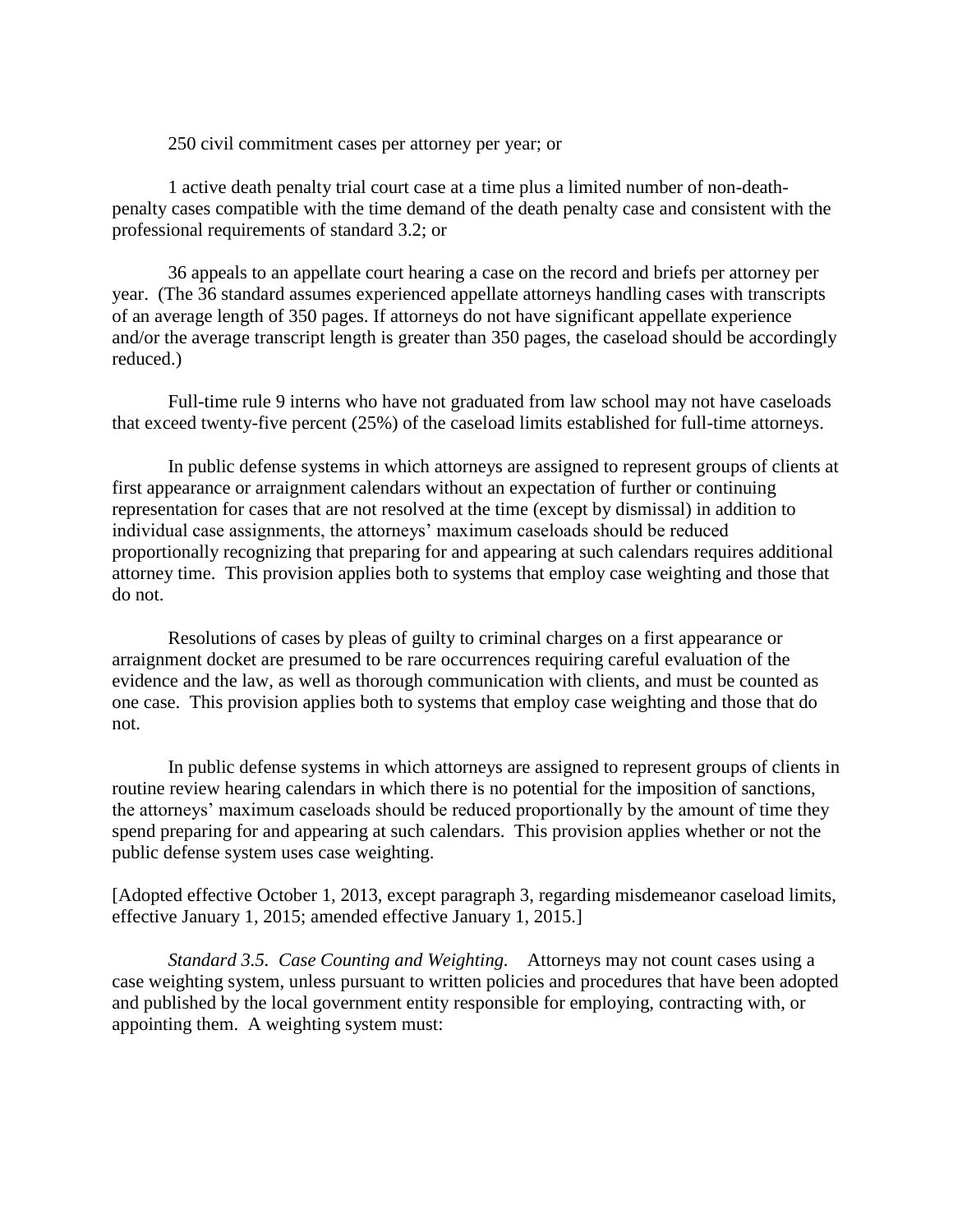250 civil commitment cases per attorney per year; or

1 active death penalty trial court case at a time plus a limited number of non-death-penalty cases compatible with the time demand of the death penalty case and consistent with the professional requirements of standard 3.2; or

36 appeals to an appellate court hearing a case on the record and briefs per attorney per year. (The 36 standard assumes experienced appellate attorneys handling cases with transcripts of an average length of 350 pages. If attorneys do not have significant appellate experience and/or the average transcript length is greater than 350 pages, the caseload should be accordingly reduced.)

Full-time rule 9 interns who have not graduated from law school may not have caseloads that exceed twenty-five percent (25%) of the caseload limits established for full-time attorneys.

In public defense systems in which attorneys are assigned to represent groups of clients at first appearance or arraignment calendars without an expectation of further or continuing representation for cases that are not resolved at the time (except by dismissal) in addition to individual case assignments, the attorneys' maximum caseloads should be reduced proportionally recognizing that preparing for and appearing at such calendars requires additional attorney time. This provision applies both to systems that employ case weighting and those that do not.

Resolutions of cases by pleas of guilty to criminal charges on a first appearance or arraignment docket are presumed to be rare occurrences requiring careful evaluation of the evidence and the law, as well as thorough communication with clients, and must be counted as one case. This provision applies both to systems that employ case weighting and those that do not.

In public defense systems in which attorneys are assigned to represent groups of clients in routine review hearing calendars in which there is no potential for the imposition of sanctions, the attorneys' maximum caseloads should be reduced proportionally by the amount of time they spend preparing for and appearing at such calendars. This provision applies whether or not the public defense system uses case weighting.

[Adopted effective October 1, 2013, except paragraph 3, regarding misdemeanor caseload limits, effective January 1, 2015; amended effective January 1, 2015.]

*Standard 3.5. Case Counting and Weighting.* Attorneys may not count cases using a case weighting system, unless pursuant to written policies and procedures that have been adopted and published by the local government entity responsible for employing, contracting with, or appointing them. A weighting system must: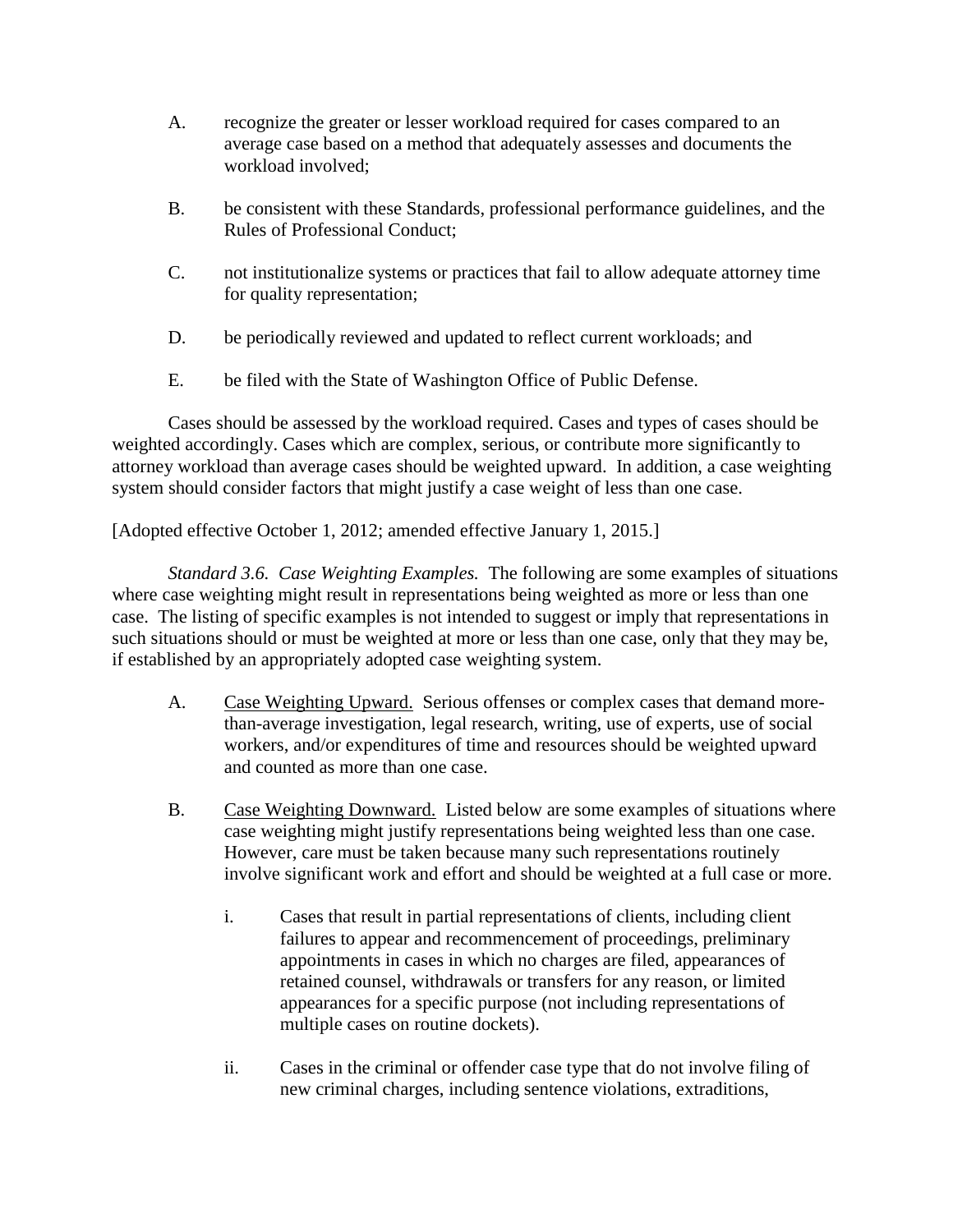A. recognize the greater or lesser workload required for cases compared to an average case based on a method that adequately assesses and documents the workload involved;

B. be consistent with these Standards, professional performance guidelines, and the Rules of Professional Conduct;

C. not institutionalize systems or practices that fail to allow adequate attorney time for quality representation;

D. be periodically reviewed and updated to reflect current workloads; and

E. be filed with the State of Washington Office of Public Defense.

Cases should be assessed by the workload required. Cases and types of cases should be weighted accordingly. Cases which are complex, serious, or contribute more significantly to attorney workload than average cases should be weighted upward. In addition, a case weighting system should consider factors that might justify a case weight of less than one case.

[Adopted effective October 1, 2012; amended effective January 1, 2015.]

*Standard 3.6. Case Weighting Examples.* The following are some examples of situations where case weighting might result in representations being weighted as more or less than one case. The listing of specific examples is not intended to suggest or imply that representations in such situations should or must be weighted at more or less than one case, only that they may be, if established by an appropriately adopted case weighting system.

A. Case Weighting Upward. Serious offenses or complex cases that demand more-than-average investigation, legal research, writing, use of experts, use of social workers, and/or expenditures of time and resources should be weighted upward and counted as more than one case.

B. Case Weighting Downward. Listed below are some examples of situations where case weighting might justify representations being weighted less than one case. However, care must be taken because many such representations routinely involve significant work and effort and should be weighted at a full case or more.

   i. Cases that result in partial representations of clients, including client failures to appear and recommencement of proceedings, preliminary appointments in cases in which no charges are filed, appearances of retained counsel, withdrawals or transfers for any reason, or limited appearances for a specific purpose (not including representations of multiple cases on routine dockets).

   ii. Cases in the criminal or offender case type that do not involve filing of new criminal charges, including sentence violations, extraditions,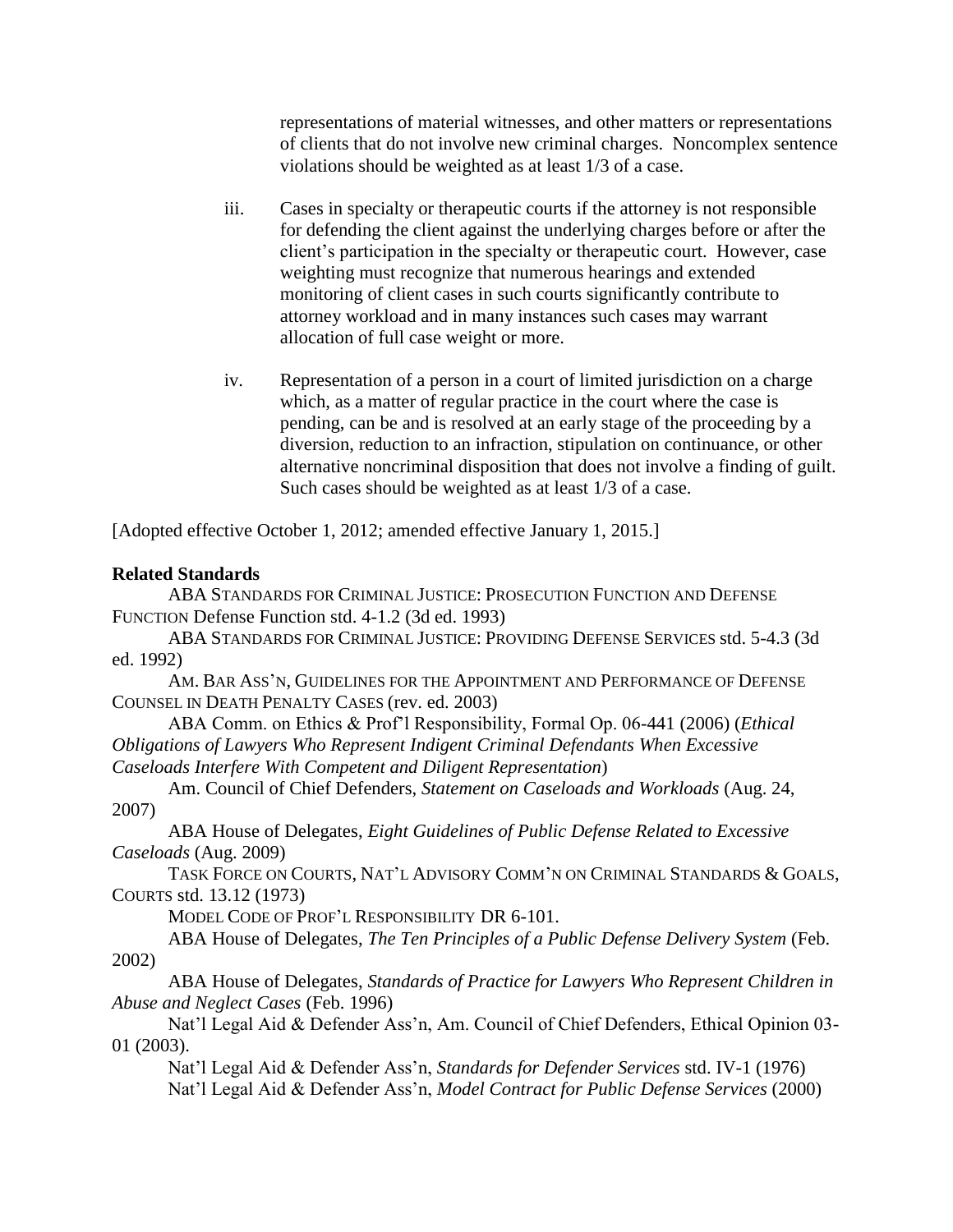representations of material witnesses, and other matters or representations of clients that do not involve new criminal charges. Noncomplex sentence violations should be weighted as at least 1/3 of a case.

iii. Cases in specialty or therapeutic courts if the attorney is not responsible for defending the client against the underlying charges before or after the client's participation in the specialty or therapeutic court. However, case weighting must recognize that numerous hearings and extended monitoring of client cases in such courts significantly contribute to attorney workload and in many instances such cases may warrant allocation of full case weight or more.

iv. Representation of a person in a court of limited jurisdiction on a charge which, as a matter of regular practice in the court where the case is pending, can be and is resolved at an early stage of the proceeding by a diversion, reduction to an infraction, stipulation on continuance, or other alternative noncriminal disposition that does not involve a finding of guilt. Such cases should be weighted as at least 1/3 of a case.

[Adopted effective October 1, 2012; amended effective January 1, 2015.]

**Related Standards**

ABA STANDARDS FOR CRIMINAL JUSTICE: PROSECUTION FUNCTION AND DEFENSE FUNCTION Defense Function std. 4-1.2 (3d ed. 1993)

ABA STANDARDS FOR CRIMINAL JUSTICE: PROVIDING DEFENSE SERVICES std. 5-4.3 (3d ed. 1992)

AM. BAR ASS'N, GUIDELINES FOR THE APPOINTMENT AND PERFORMANCE OF DEFENSE COUNSEL IN DEATH PENALTY CASES (rev. ed. 2003)

ABA Comm. on Ethics & Prof'l Responsibility, Formal Op. 06-441 (2006) (*Ethical Obligations of Lawyers Who Represent Indigent Criminal Defendants When Excessive Caseloads Interfere With Competent and Diligent Representation*)

Am. Council of Chief Defenders, *Statement on Caseloads and Workloads* (Aug. 24, 2007)

ABA House of Delegates, *Eight Guidelines of Public Defense Related to Excessive Caseloads* (Aug. 2009)

TASK FORCE ON COURTS, NAT'L ADVISORY COMM'N ON CRIMINAL STANDARDS & GOALS, COURTS std. 13.12 (1973)

MODEL CODE OF PROF'L RESPONSIBILITY DR 6-101.

ABA House of Delegates, *The Ten Principles of a Public Defense Delivery System* (Feb. 2002)

ABA House of Delegates, *Standards of Practice for Lawyers Who Represent Children in Abuse and Neglect Cases* (Feb. 1996)

Nat'l Legal Aid & Defender Ass'n, Am. Council of Chief Defenders, Ethical Opinion 03-01 (2003).

Nat'l Legal Aid & Defender Ass'n, *Standards for Defender Services* std. IV-1 (1976)

Nat'l Legal Aid & Defender Ass'n, *Model Contract for Public Defense Services* (2000)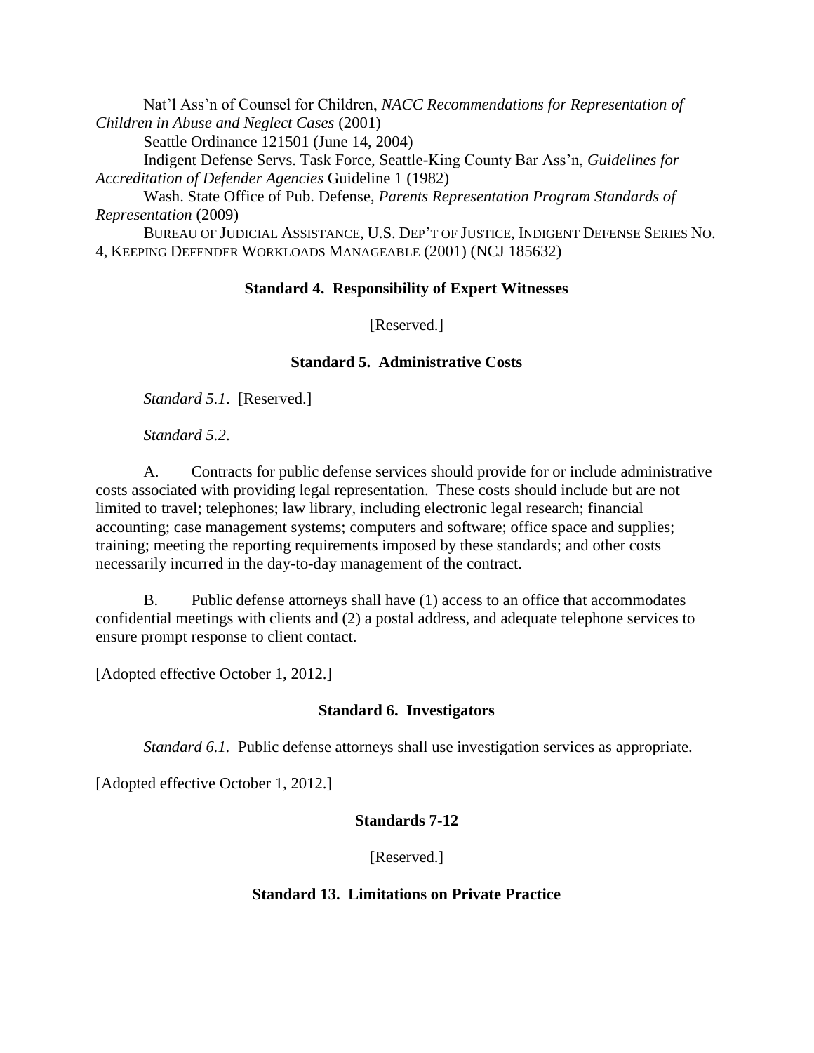Nat’l Ass’n of Counsel for Children, *NACC Recommendations for Representation of Children in Abuse and Neglect Cases* (2001)

Seattle Ordinance 121501 (June 14, 2004)

Indigent Defense Servs. Task Force, Seattle-King County Bar Ass’n, *Guidelines for Accreditation of Defender Agencies* Guideline 1 (1982)

Wash. State Office of Pub. Defense, *Parents Representation Program Standards of Representation* (2009)

BUREAU OF JUDICIAL ASSISTANCE, U.S. DEP’T OF JUSTICE, INDIGENT DEFENSE SERIES NO. 4, KEEPING DEFENDER WORKLOADS MANAGEABLE (2001) (NCJ 185632)

**Standard 4. Responsibility of Expert Witnesses**

[Reserved.]

**Standard 5. Administrative Costs**

*Standard 5.1*. [Reserved.]

*Standard 5.2*.

A. Contracts for public defense services should provide for or include administrative costs associated with providing legal representation. These costs should include but are not limited to travel; telephones; law library, including electronic legal research; financial accounting; case management systems; computers and software; office space and supplies; training; meeting the reporting requirements imposed by these standards; and other costs necessarily incurred in the day-to-day management of the contract.

B. Public defense attorneys shall have (1) access to an office that accommodates confidential meetings with clients and (2) a postal address, and adequate telephone services to ensure prompt response to client contact.

[Adopted effective October 1, 2012.]

**Standard 6. Investigators**

*Standard 6.1*. Public defense attorneys shall use investigation services as appropriate.

[Adopted effective October 1, 2012.]

**Standards 7-12**

[Reserved.]

**Standard 13. Limitations on Private Practice**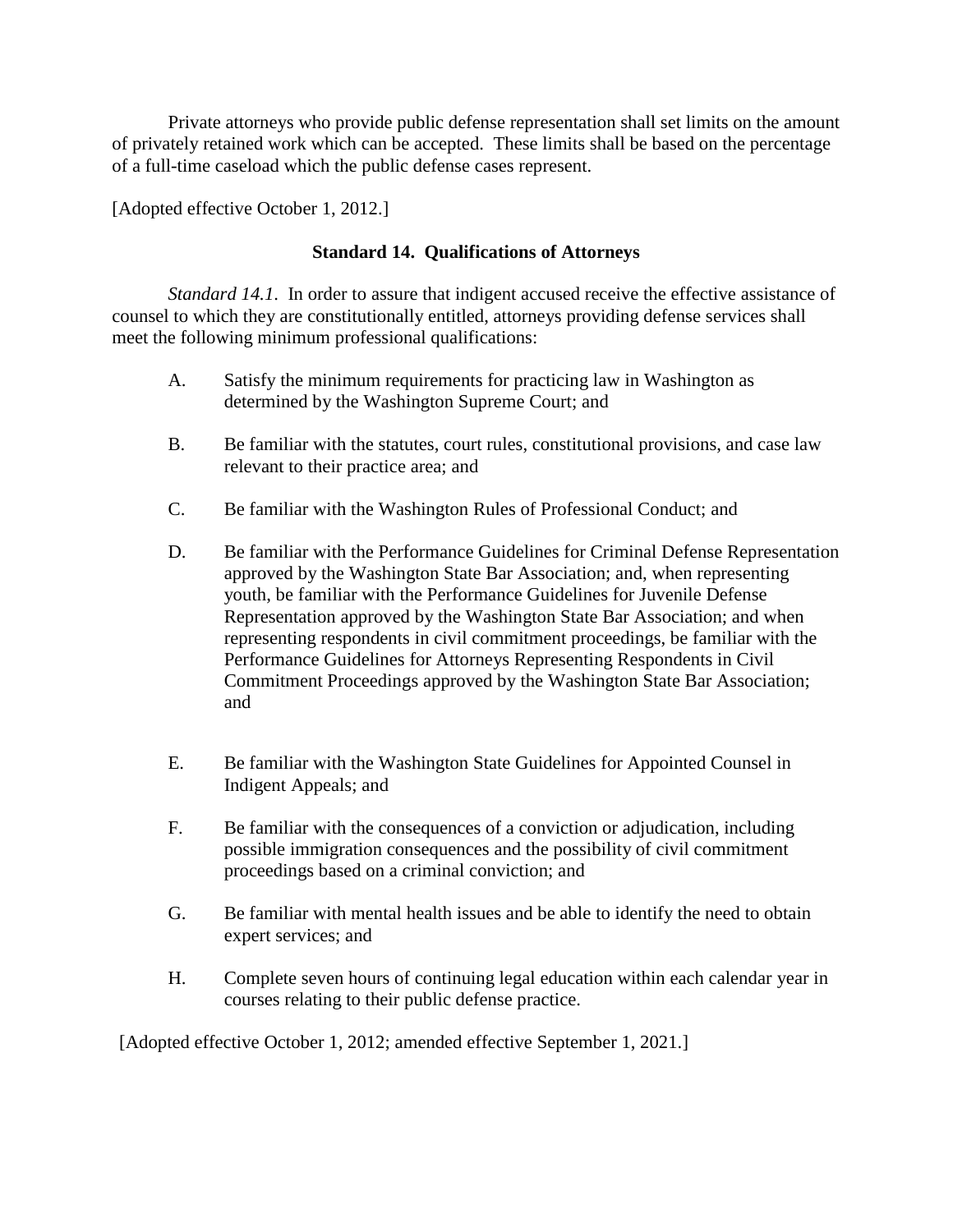Private attorneys who provide public defense representation shall set limits on the amount of privately retained work which can be accepted. These limits shall be based on the percentage of a full-time caseload which the public defense cases represent.

[Adopted effective October 1, 2012.]

### Standard 14. Qualifications of Attorneys

*Standard 14.1*. In order to assure that indigent accused receive the effective assistance of counsel to which they are constitutionally entitled, attorneys providing defense services shall meet the following minimum professional qualifications:

A. Satisfy the minimum requirements for practicing law in Washington as determined by the Washington Supreme Court; and

B. Be familiar with the statutes, court rules, constitutional provisions, and case law relevant to their practice area; and

C. Be familiar with the Washington Rules of Professional Conduct; and

D. Be familiar with the Performance Guidelines for Criminal Defense Representation approved by the Washington State Bar Association; and, when representing youth, be familiar with the Performance Guidelines for Juvenile Defense Representation approved by the Washington State Bar Association; and when representing respondents in civil commitment proceedings, be familiar with the Performance Guidelines for Attorneys Representing Respondents in Civil Commitment Proceedings approved by the Washington State Bar Association; and

E. Be familiar with the Washington State Guidelines for Appointed Counsel in Indigent Appeals; and

F. Be familiar with the consequences of a conviction or adjudication, including possible immigration consequences and the possibility of civil commitment proceedings based on a criminal conviction; and

G. Be familiar with mental health issues and be able to identify the need to obtain expert services; and

H. Complete seven hours of continuing legal education within each calendar year in courses relating to their public defense practice.

[Adopted effective October 1, 2012; amended effective September 1, 2021.]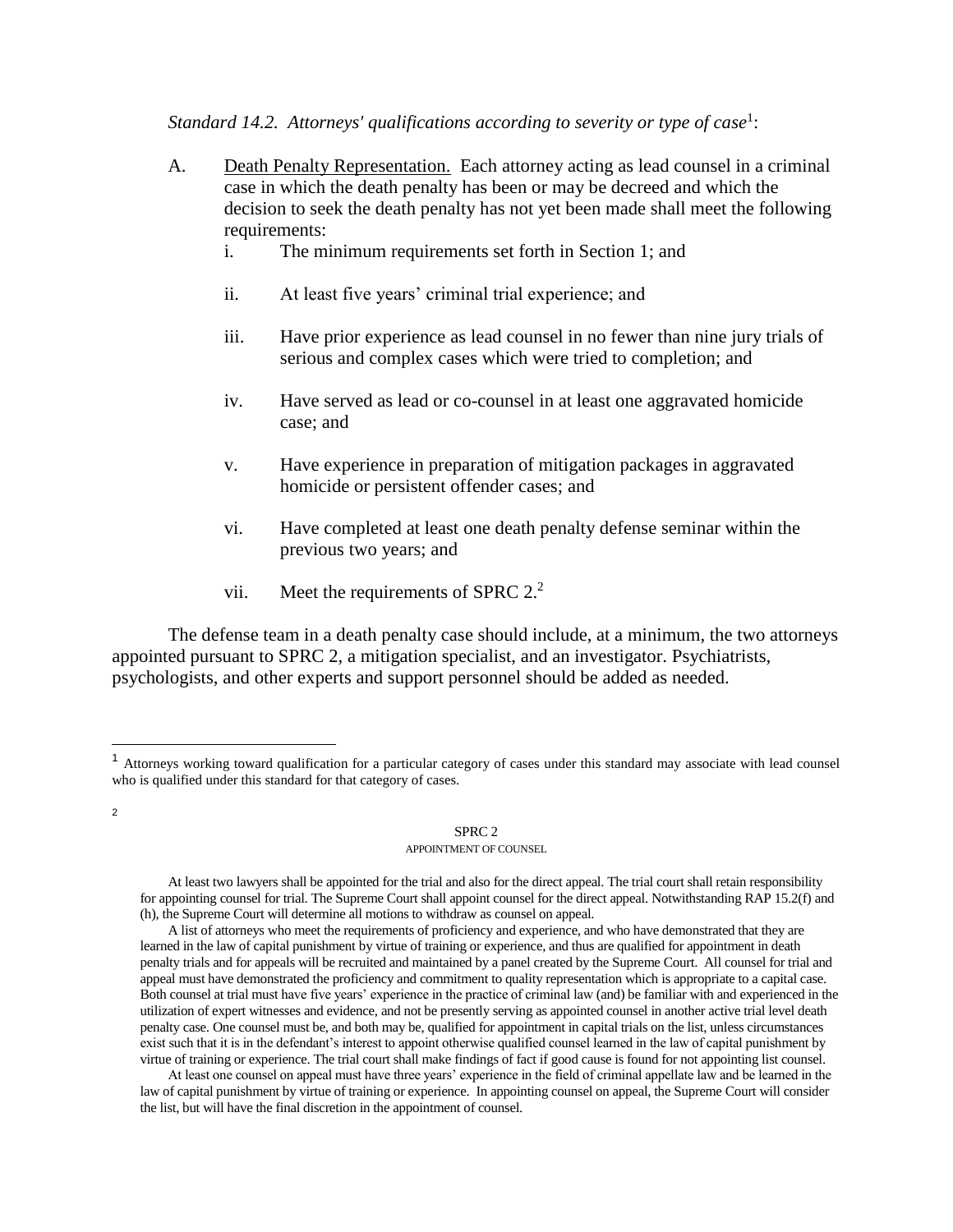*Standard 14.2. Attorneys' qualifications according to severity or type of case*[1]:

A. Death Penalty Representation. Each attorney acting as lead counsel in a criminal case in which the death penalty has been or may be decreed and which the decision to seek the death penalty has not yet been made shall meet the following requirements:

   i. The minimum requirements set forth in Section 1; and

   ii. At least five years' criminal trial experience; and

   iii. Have prior experience as lead counsel in no fewer than nine jury trials of serious and complex cases which were tried to completion; and

   iv. Have served as lead or co-counsel in at least one aggravated homicide case; and

   v. Have experience in preparation of mitigation packages in aggravated homicide or persistent offender cases; and

   vi. Have completed at least one death penalty defense seminar within the previous two years; and

   vii. Meet the requirements of SPRC 2.[2]

The defense team in a death penalty case should include, at a minimum, the two attorneys appointed pursuant to SPRC 2, a mitigation specialist, and an investigator. Psychiatrists, psychologists, and other experts and support personnel should be added as needed.

---

[1] Attorneys working toward qualification for a particular category of cases under this standard may associate with lead counsel who is qualified under this standard for that category of cases.

[2]

SPRC 2

APPOINTMENT OF COUNSEL

At least two lawyers shall be appointed for the trial and also for the direct appeal. The trial court shall retain responsibility for appointing counsel for trial. The Supreme Court shall appoint counsel for the direct appeal. Notwithstanding RAP 15.2(f) and (h), the Supreme Court will determine all motions to withdraw as counsel on appeal.

A list of attorneys who meet the requirements of proficiency and experience, and who have demonstrated that they are learned in the law of capital punishment by virtue of training or experience, and thus are qualified for appointment in death penalty trials and for appeals will be recruited and maintained by a panel created by the Supreme Court. All counsel for trial and appeal must have demonstrated the proficiency and commitment to quality representation which is appropriate to a capital case. Both counsel at trial must have five years' experience in the practice of criminal law (and) be familiar with and experienced in the utilization of expert witnesses and evidence, and not be presently serving as appointed counsel in another active trial level death penalty case. One counsel must be, and both may be, qualified for appointment in capital trials on the list, unless circumstances exist such that it is in the defendant's interest to appoint otherwise qualified counsel learned in the law of capital punishment by virtue of training or experience. The trial court shall make findings of fact if good cause is found for not appointing list counsel.

At least one counsel on appeal must have three years' experience in the field of criminal appellate law and be learned in the law of capital punishment by virtue of training or experience. In appointing counsel on appeal, the Supreme Court will consider the list, but will have the final discretion in the appointment of counsel.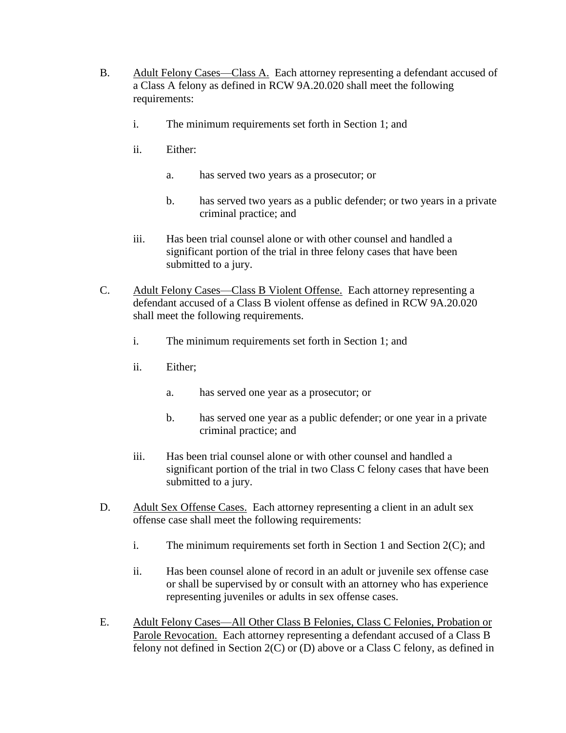B. Adult Felony Cases—Class A. Each attorney representing a defendant accused of a Class A felony as defined in RCW 9A.20.020 shall meet the following requirements:

   i. The minimum requirements set forth in Section 1; and

   ii. Either:

      a. has served two years as a prosecutor; or

      b. has served two years as a public defender; or two years in a private criminal practice; and

   iii. Has been trial counsel alone or with other counsel and handled a significant portion of the trial in three felony cases that have been submitted to a jury.

C. Adult Felony Cases—Class B Violent Offense. Each attorney representing a defendant accused of a Class B violent offense as defined in RCW 9A.20.020 shall meet the following requirements.

   i. The minimum requirements set forth in Section 1; and

   ii. Either;

      a. has served one year as a prosecutor; or

      b. has served one year as a public defender; or one year in a private criminal practice; and

   iii. Has been trial counsel alone or with other counsel and handled a significant portion of the trial in two Class C felony cases that have been submitted to a jury.

D. Adult Sex Offense Cases. Each attorney representing a client in an adult sex offense case shall meet the following requirements:

   i. The minimum requirements set forth in Section 1 and Section 2(C); and

   ii. Has been counsel alone of record in an adult or juvenile sex offense case or shall be supervised by or consult with an attorney who has experience representing juveniles or adults in sex offense cases.

E. Adult Felony Cases—All Other Class B Felonies, Class C Felonies, Probation or Parole Revocation. Each attorney representing a defendant accused of a Class B felony not defined in Section 2(C) or (D) above or a Class C felony, as defined in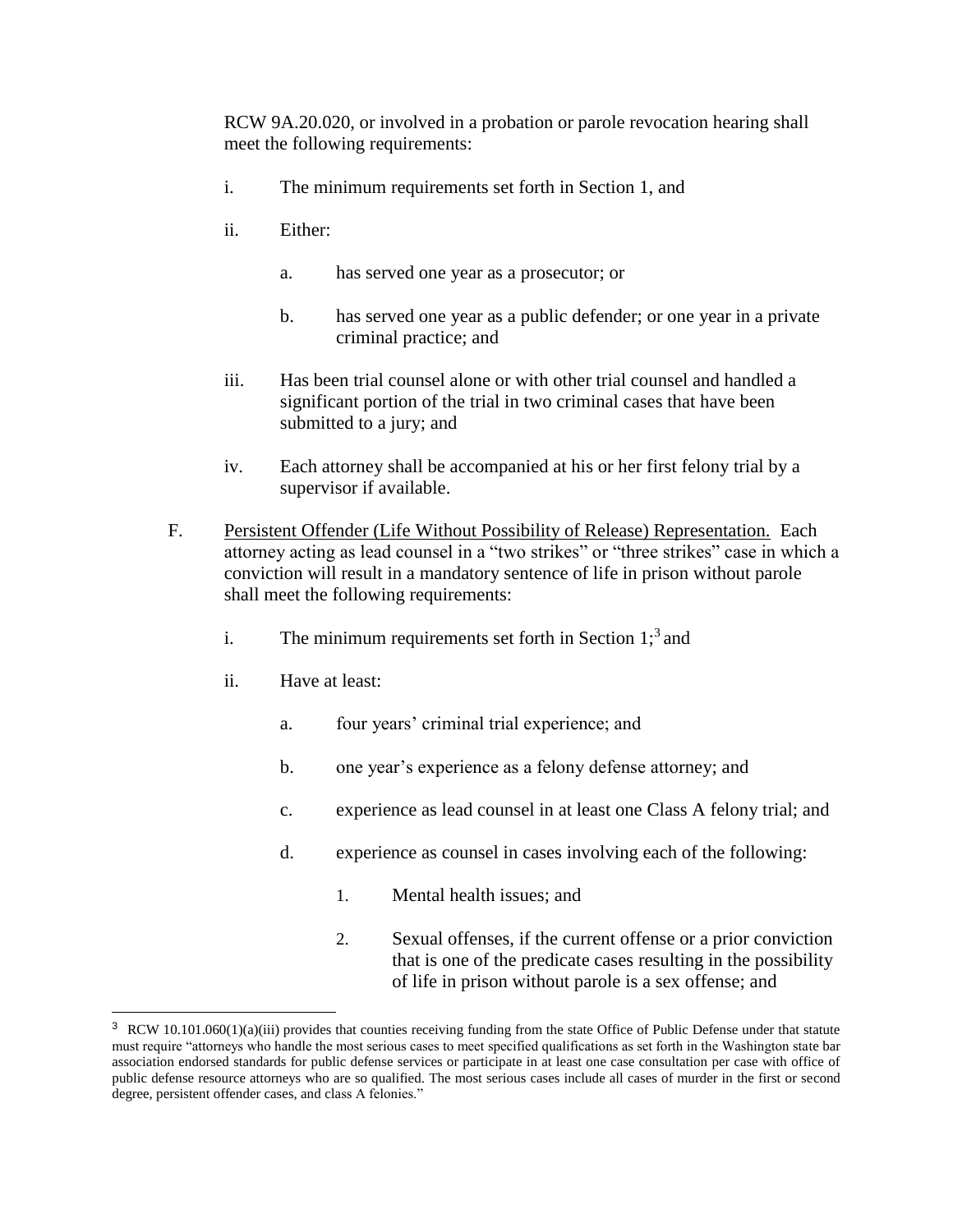RCW 9A.20.020, or involved in a probation or parole revocation hearing shall meet the following requirements:

i. The minimum requirements set forth in Section 1, and

ii. Either:

   a. has served one year as a prosecutor; or

   b. has served one year as a public defender; or one year in a private criminal practice; and

iii. Has been trial counsel alone or with other trial counsel and handled a significant portion of the trial in two criminal cases that have been submitted to a jury; and

iv. Each attorney shall be accompanied at his or her first felony trial by a supervisor if available.

F. Persistent Offender (Life Without Possibility of Release) Representation. Each attorney acting as lead counsel in a "two strikes" or "three strikes" case in which a conviction will result in a mandatory sentence of life in prison without parole shall meet the following requirements:

i. The minimum requirements set forth in Section 1;[3] and

ii. Have at least:

   a. four years' criminal trial experience; and

   b. one year's experience as a felony defense attorney; and

   c. experience as lead counsel in at least one Class A felony trial; and

   d. experience as counsel in cases involving each of the following:

      1. Mental health issues; and

      2. Sexual offenses, if the current offense or a prior conviction that is one of the predicate cases resulting in the possibility of life in prison without parole is a sex offense; and

---

[3] RCW 10.101.060(1)(a)(iii) provides that counties receiving funding from the state Office of Public Defense under that statute must require "attorneys who handle the most serious cases to meet specified qualifications as set forth in the Washington state bar association endorsed standards for public defense services or participate in at least one case consultation per case with office of public defense resource attorneys who are so qualified. The most serious cases include all cases of murder in the first or second degree, persistent offender cases, and class A felonies."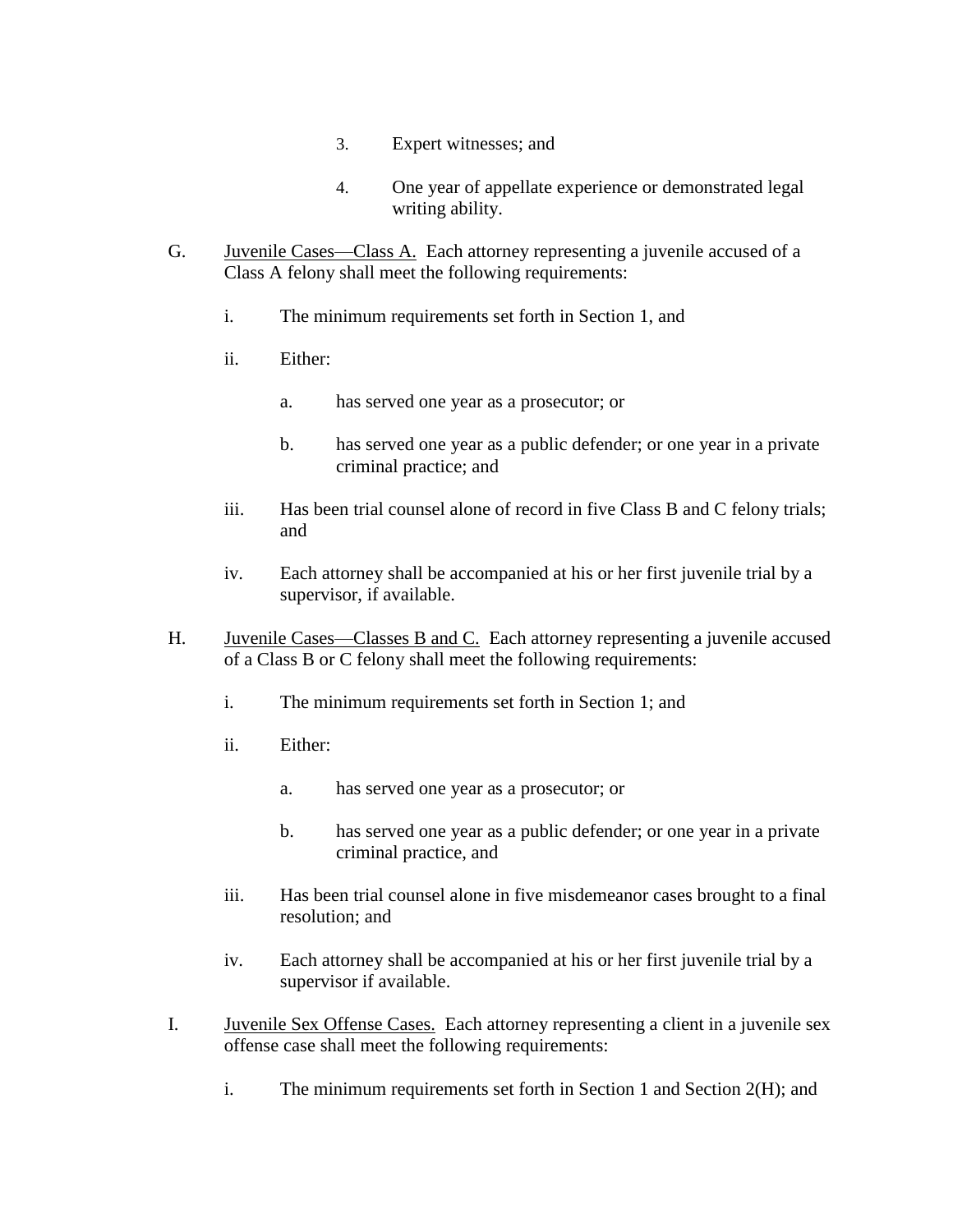3. Expert witnesses; and

4. One year of appellate experience or demonstrated legal writing ability.

G. Juvenile Cases—Class A. Each attorney representing a juvenile accused of a Class A felony shall meet the following requirements:

   i. The minimum requirements set forth in Section 1, and

   ii. Either:

      a. has served one year as a prosecutor; or

      b. has served one year as a public defender; or one year in a private criminal practice; and

   iii. Has been trial counsel alone of record in five Class B and C felony trials; and

   iv. Each attorney shall be accompanied at his or her first juvenile trial by a supervisor, if available.

H. Juvenile Cases—Classes B and C. Each attorney representing a juvenile accused of a Class B or C felony shall meet the following requirements:

   i. The minimum requirements set forth in Section 1; and

   ii. Either:

      a. has served one year as a prosecutor; or

      b. has served one year as a public defender; or one year in a private criminal practice, and

   iii. Has been trial counsel alone in five misdemeanor cases brought to a final resolution; and

   iv. Each attorney shall be accompanied at his or her first juvenile trial by a supervisor if available.

I. Juvenile Sex Offense Cases. Each attorney representing a client in a juvenile sex offense case shall meet the following requirements:

   i. The minimum requirements set forth in Section 1 and Section 2(H); and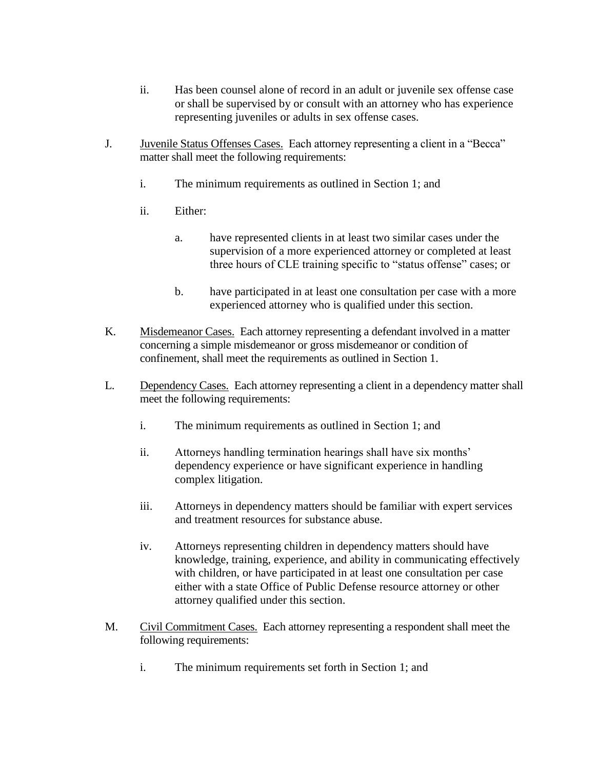ii. Has been counsel alone of record in an adult or juvenile sex offense case or shall be supervised by or consult with an attorney who has experience representing juveniles or adults in sex offense cases.

J. <u>Juvenile Status Offenses Cases.</u> Each attorney representing a client in a "Becca" matter shall meet the following requirements:

   i. The minimum requirements as outlined in Section 1; and

   ii. Either:

      a. have represented clients in at least two similar cases under the supervision of a more experienced attorney or completed at least three hours of CLE training specific to "status offense" cases; or

      b. have participated in at least one consultation per case with a more experienced attorney who is qualified under this section.

K. <u>Misdemeanor Cases.</u> Each attorney representing a defendant involved in a matter concerning a simple misdemeanor or gross misdemeanor or condition of confinement, shall meet the requirements as outlined in Section 1.

L. <u>Dependency Cases.</u> Each attorney representing a client in a dependency matter shall meet the following requirements:

   i. The minimum requirements as outlined in Section 1; and

   ii. Attorneys handling termination hearings shall have six months' dependency experience or have significant experience in handling complex litigation.

   iii. Attorneys in dependency matters should be familiar with expert services and treatment resources for substance abuse.

   iv. Attorneys representing children in dependency matters should have knowledge, training, experience, and ability in communicating effectively with children, or have participated in at least one consultation per case either with a state Office of Public Defense resource attorney or other attorney qualified under this section.

M. <u>Civil Commitment Cases.</u> Each attorney representing a respondent shall meet the following requirements:

   i. The minimum requirements set forth in Section 1; and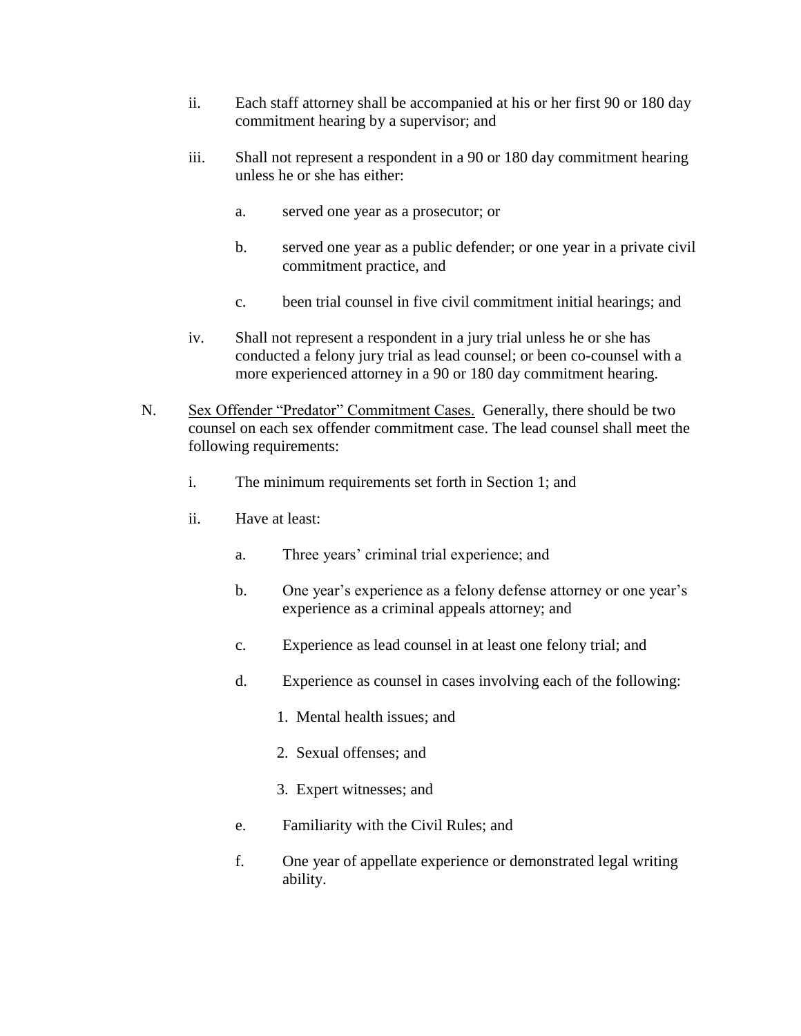ii. Each staff attorney shall be accompanied at his or her first 90 or 180 day commitment hearing by a supervisor; and

iii. Shall not represent a respondent in a 90 or 180 day commitment hearing unless he or she has either:

  a. served one year as a prosecutor; or

  b. served one year as a public defender; or one year in a private civil commitment practice, and

  c. been trial counsel in five civil commitment initial hearings; and

iv. Shall not represent a respondent in a jury trial unless he or she has conducted a felony jury trial as lead counsel; or been co-counsel with a more experienced attorney in a 90 or 180 day commitment hearing.

N. <u>Sex Offender "Predator" Commitment Cases.</u> Generally, there should be two counsel on each sex offender commitment case. The lead counsel shall meet the following requirements:

i. The minimum requirements set forth in Section 1; and

ii. Have at least:

  a. Three years' criminal trial experience; and

  b. One year's experience as a felony defense attorney or one year's experience as a criminal appeals attorney; and

  c. Experience as lead counsel in at least one felony trial; and

  d. Experience as counsel in cases involving each of the following:

    1. Mental health issues; and

    2. Sexual offenses; and

    3. Expert witnesses; and

  e. Familiarity with the Civil Rules; and

  f. One year of appellate experience or demonstrated legal writing ability.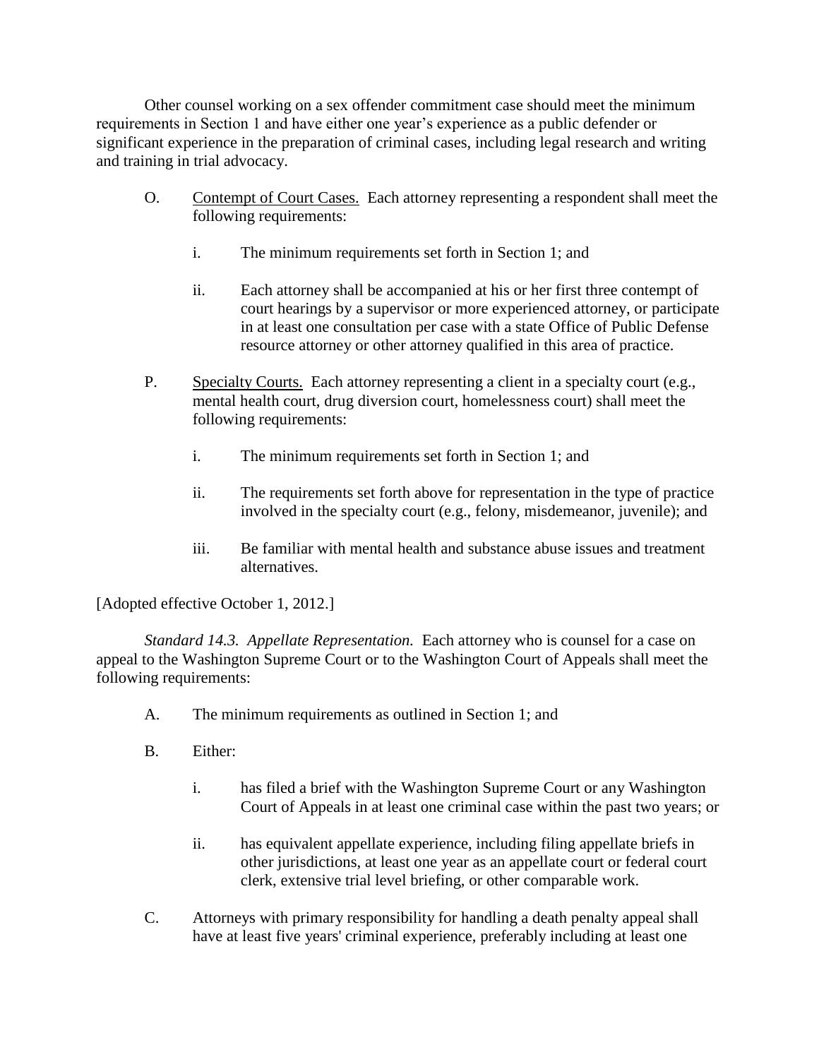Other counsel working on a sex offender commitment case should meet the minimum requirements in Section 1 and have either one year's experience as a public defender or significant experience in the preparation of criminal cases, including legal research and writing and training in trial advocacy.

O. <u>Contempt of Court Cases.</u> Each attorney representing a respondent shall meet the following requirements:

   i. The minimum requirements set forth in Section 1; and

   ii. Each attorney shall be accompanied at his or her first three contempt of court hearings by a supervisor or more experienced attorney, or participate in at least one consultation per case with a state Office of Public Defense resource attorney or other attorney qualified in this area of practice.

P. <u>Specialty Courts.</u> Each attorney representing a client in a specialty court (e.g., mental health court, drug diversion court, homelessness court) shall meet the following requirements:

   i. The minimum requirements set forth in Section 1; and

   ii. The requirements set forth above for representation in the type of practice involved in the specialty court (e.g., felony, misdemeanor, juvenile); and

   iii. Be familiar with mental health and substance abuse issues and treatment alternatives.

[Adopted effective October 1, 2012.]

*Standard 14.3. Appellate Representation.* Each attorney who is counsel for a case on appeal to the Washington Supreme Court or to the Washington Court of Appeals shall meet the following requirements:

A. The minimum requirements as outlined in Section 1; and

B. Either:

   i. has filed a brief with the Washington Supreme Court or any Washington Court of Appeals in at least one criminal case within the past two years; or

   ii. has equivalent appellate experience, including filing appellate briefs in other jurisdictions, at least one year as an appellate court or federal court clerk, extensive trial level briefing, or other comparable work.

C. Attorneys with primary responsibility for handling a death penalty appeal shall have at least five years' criminal experience, preferably including at least one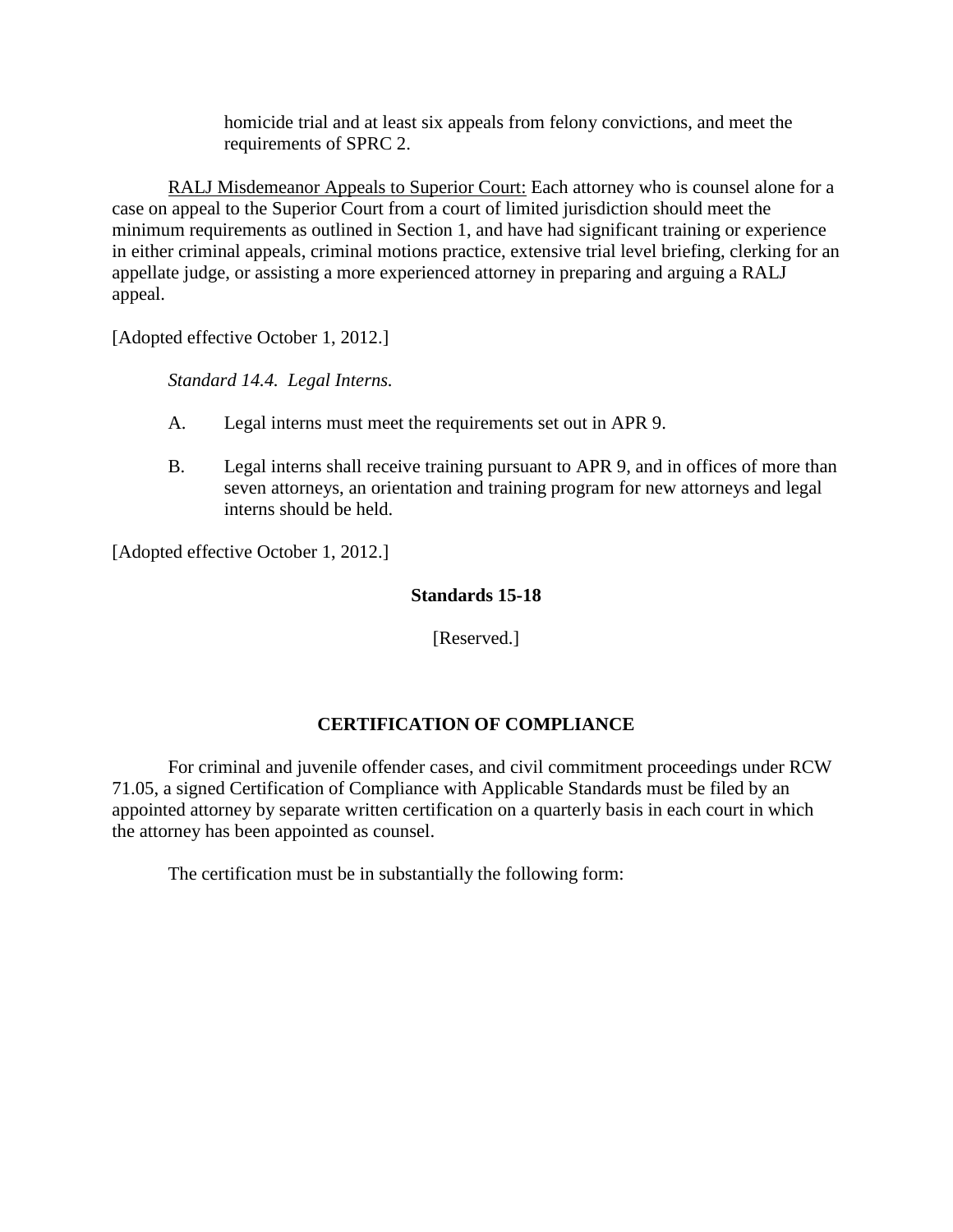homicide trial and at least six appeals from felony convictions, and meet the requirements of SPRC 2.

RALJ Misdemeanor Appeals to Superior Court: Each attorney who is counsel alone for a case on appeal to the Superior Court from a court of limited jurisdiction should meet the minimum requirements as outlined in Section 1, and have had significant training or experience in either criminal appeals, criminal motions practice, extensive trial level briefing, clerking for an appellate judge, or assisting a more experienced attorney in preparing and arguing a RALJ appeal.

[Adopted effective October 1, 2012.]

*Standard 14.4. Legal Interns.*

A. Legal interns must meet the requirements set out in APR 9.

B. Legal interns shall receive training pursuant to APR 9, and in offices of more than seven attorneys, an orientation and training program for new attorneys and legal interns should be held.

[Adopted effective October 1, 2012.]

**Standards 15-18**

[Reserved.]

**CERTIFICATION OF COMPLIANCE**

For criminal and juvenile offender cases, and civil commitment proceedings under RCW 71.05, a signed Certification of Compliance with Applicable Standards must be filed by an appointed attorney by separate written certification on a quarterly basis in each court in which the attorney has been appointed as counsel.

The certification must be in substantially the following form: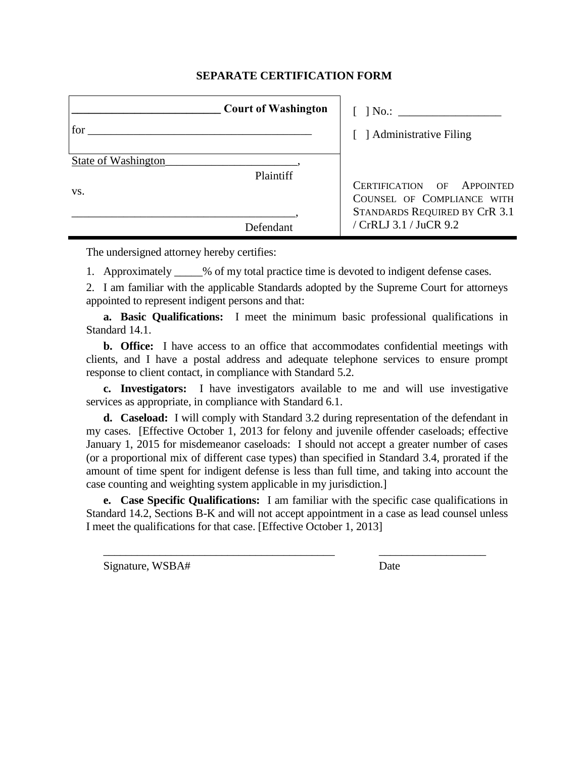## SEPARATE CERTIFICATION FORM

| | |
|---|---|
| **_________________________ Court of Washington** | [ ] No.: __________________ |
| for ______________________________________ | [ ] Administrative Filing |
| State of Washington______________________, Plaintiff | |
| vs. | CERTIFICATION OF APPOINTED COUNSEL OF COMPLIANCE WITH STANDARDS REQUIRED BY CrR 3.1 / CrRLJ 3.1 / JuCR 9.2 |
| ______________________________________, Defendant | |

The undersigned attorney hereby certifies:

1. Approximately _____% of my total practice time is devoted to indigent defense cases.

2. I am familiar with the applicable Standards adopted by the Supreme Court for attorneys appointed to represent indigent persons and that:

**a. Basic Qualifications:** I meet the minimum basic professional qualifications in Standard 14.1.

**b. Office:** I have access to an office that accommodates confidential meetings with clients, and I have a postal address and adequate telephone services to ensure prompt response to client contact, in compliance with Standard 5.2.

**c. Investigators:** I have investigators available to me and will use investigative services as appropriate, in compliance with Standard 6.1.

**d. Caseload:** I will comply with Standard 3.2 during representation of the defendant in my cases. [Effective October 1, 2013 for felony and juvenile offender caseloads; effective January 1, 2015 for misdemeanor caseloads: I should not accept a greater number of cases (or a proportional mix of different case types) than specified in Standard 3.4, prorated if the amount of time spent for indigent defense is less than full time, and taking into account the case counting and weighting system applicable in my jurisdiction.]

**e. Case Specific Qualifications:** I am familiar with the specific case qualifications in Standard 14.2, Sections B-K and will not accept appointment in a case as lead counsel unless I meet the qualifications for that case. [Effective October 1, 2013]

__________________________________________ ___________________

Signature, WSBA# Date